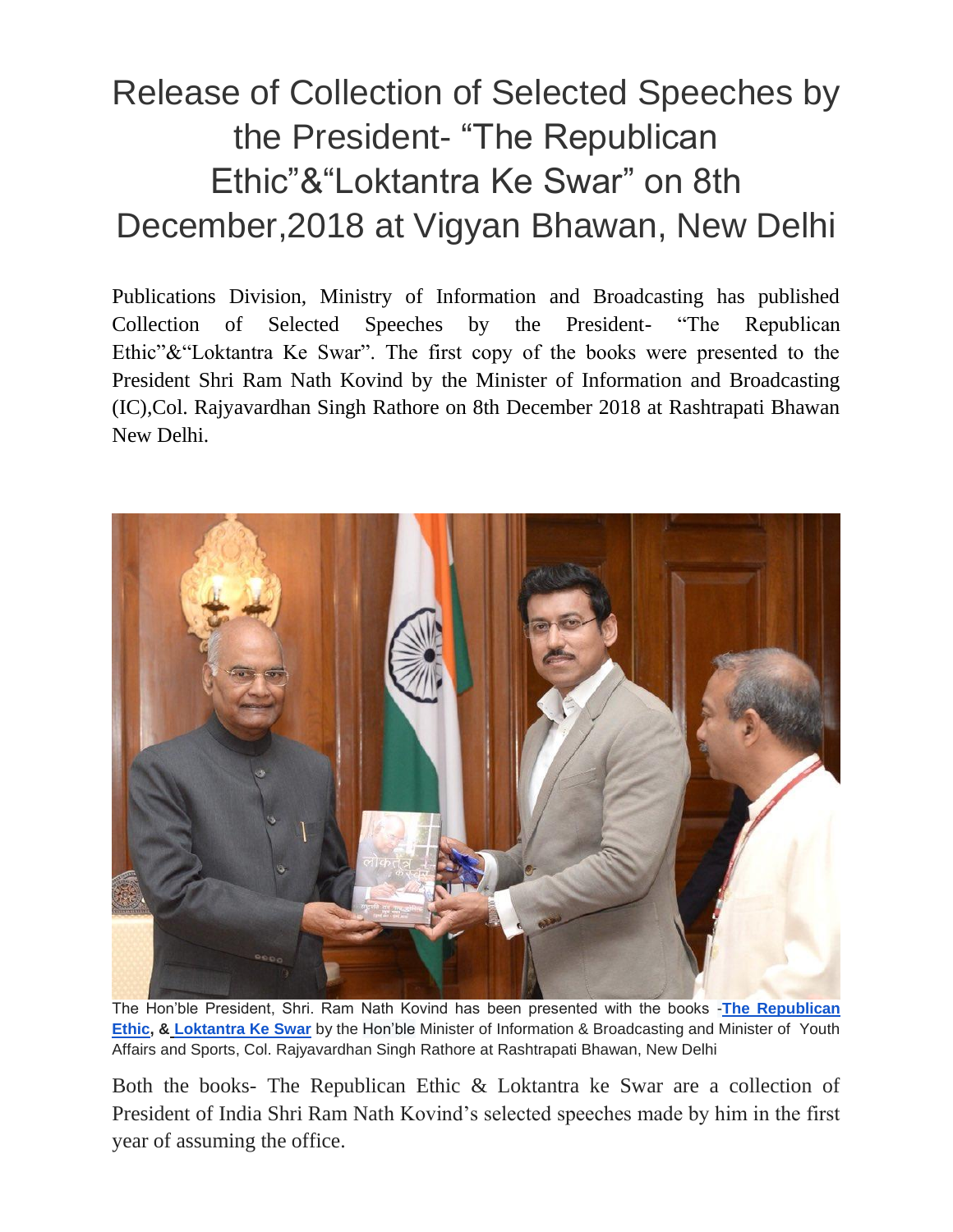# Release of Collection of Selected Speeches by the President- "The Republican Ethic"&"Loktantra Ke Swar" on 8th December,2018 at Vigyan Bhawan, New Delhi

Publications Division, Ministry of Information and Broadcasting has published Collection of Selected Speeches by the President- "The Republican Ethic"&"Loktantra Ke Swar". The first copy of the books were presented to the President Shri Ram Nath Kovind by the Minister of Information and Broadcasting (IC),Col. Rajyavardhan Singh Rathore on 8th December 2018 at Rashtrapati Bhawan New Delhi.

The Hon'ble President, Shri. Ram Nath Kovind has been presented with the books -**The Republican Ethic**, & **Loktantra Ke Swar** by the Hon'ble Minister of Information & Broadcasting and Minister of Youth Affairs and Sports, Col. Rajyavardhan Singh Rathore at Rashtrapati Bhawan, New Delhi

Both the books- The Republican Ethic & Loktantra ke Swar are a collection of President of India Shri Ram Nath Kovind's selected speeches made by him in the first year of assuming the office.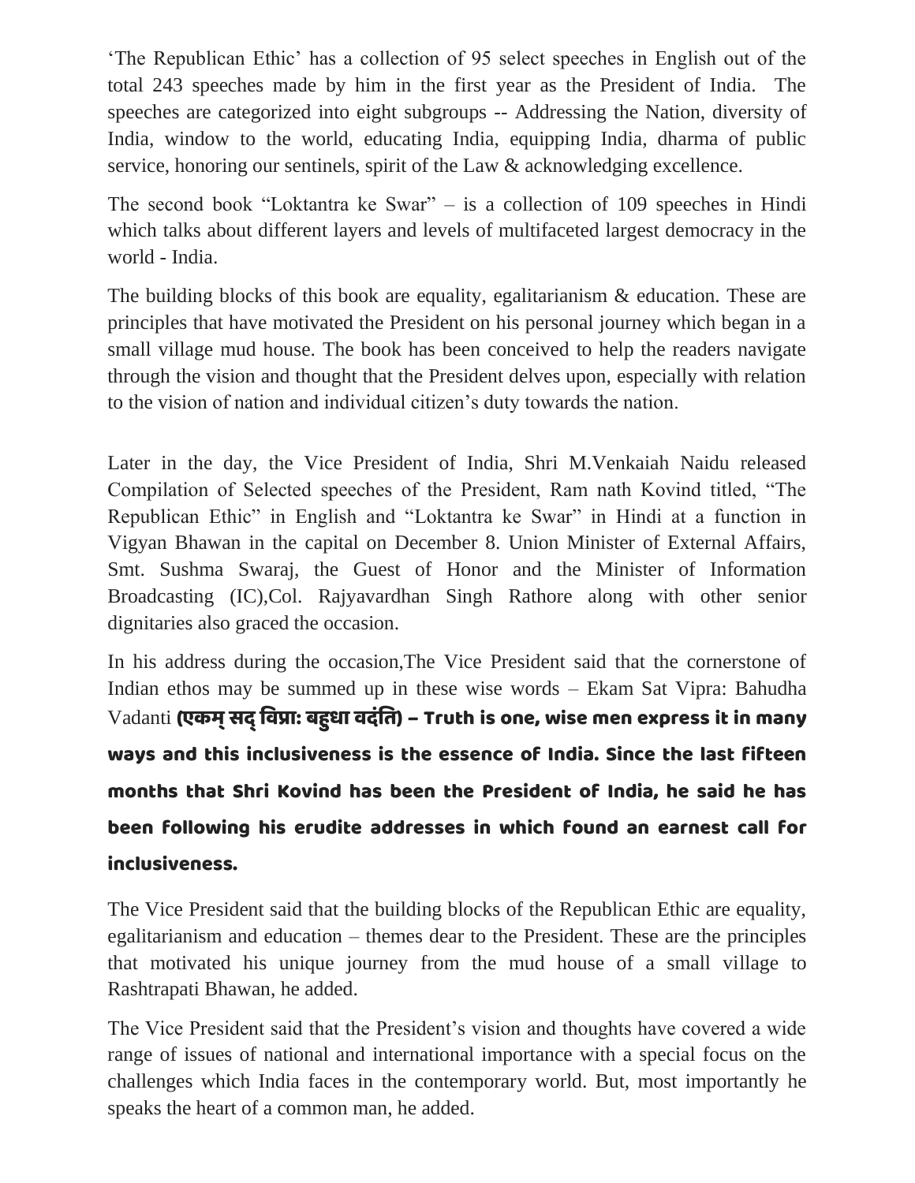‘The Republican Ethic’ has a collection of 95 select speeches in English out of the total 243 speeches made by him in the first year as the President of India. The speeches are categorized into eight subgroups -- Addressing the Nation, diversity of India, window to the world, educating India, equipping India, dharma of public service, honoring our sentinels, spirit of the Law & acknowledging excellence.

The second book “Loktantra ke Swar” – is a collection of 109 speeches in Hindi which talks about different layers and levels of multifaceted largest democracy in the world - India.

The building blocks of this book are equality, egalitarianism & education. These are principles that have motivated the President on his personal journey which began in a small village mud house. The book has been conceived to help the readers navigate through the vision and thought that the President delves upon, especially with relation to the vision of nation and individual citizen’s duty towards the nation.

Later in the day, the Vice President of India, Shri M.Venkaiah Naidu released Compilation of Selected speeches of the President, Ram nath Kovind titled, “The Republican Ethic” in English and “Loktantra ke Swar” in Hindi at a function in Vigyan Bhawan in the capital on December 8. Union Minister of External Affairs, Smt. Sushma Swaraj, the Guest of Honor and the Minister of Information Broadcasting (IC),Col. Rajyavardhan Singh Rathore along with other senior dignitaries also graced the occasion.

In his address during the occasion,The Vice President said that the cornerstone of Indian ethos may be summed up in these wise words – Ekam Sat Vipra: Bahudha Vadanti **(एकम् सद् विप्रा: बहुधा वदंति) – Truth is one, wise men express it in many ways and this inclusiveness is the essence of India. Since the last fifteen months that Shri Kovind has been the President of India, he said he has been following his erudite addresses in which found an earnest call for inclusiveness.**

The Vice President said that the building blocks of the Republican Ethic are equality, egalitarianism and education – themes dear to the President. These are the principles that motivated his unique journey from the mud house of a small village to Rashtrapati Bhawan, he added.

The Vice President said that the President’s vision and thoughts have covered a wide range of issues of national and international importance with a special focus on the challenges which India faces in the contemporary world. But, most importantly he speaks the heart of a common man, he added.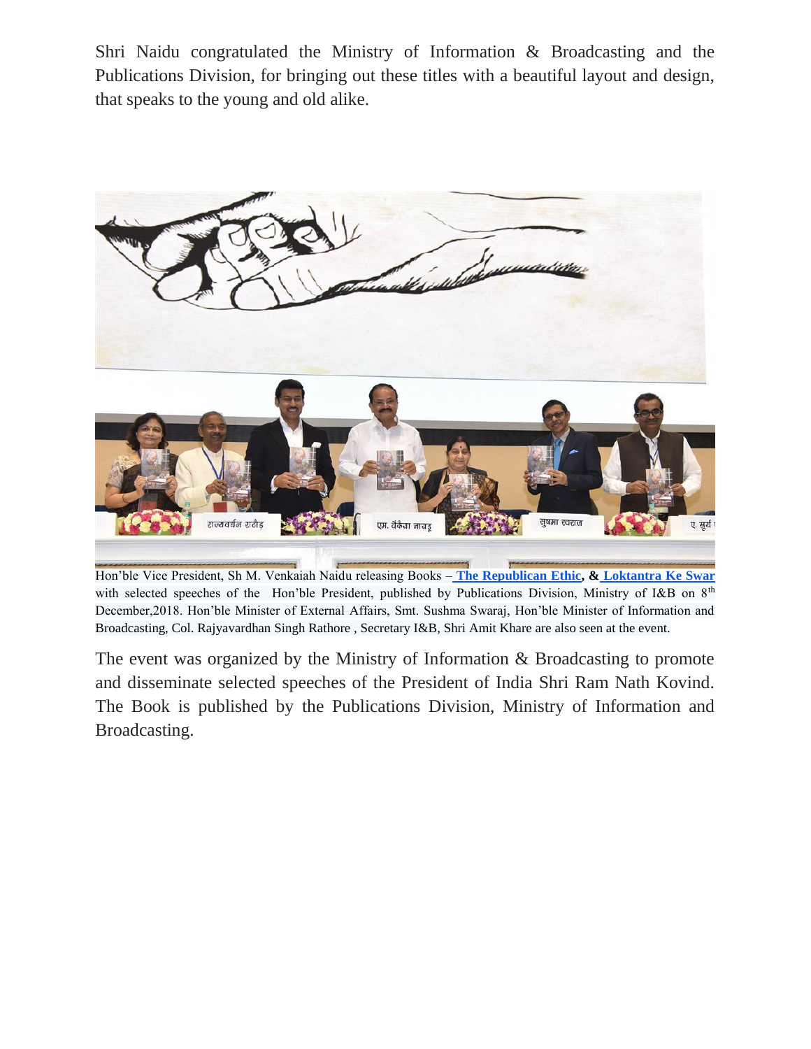Shri Naidu congratulated the Ministry of Information & Broadcasting and the Publications Division, for bringing out these titles with a beautiful layout and design, that speaks to the young and old alike.

Hon'ble Vice President, Sh M. Venkaiah Naidu releasing Books – **The Republican Ethic**, **& Loktantra Ke Swar** with selected speeches of the Hon'ble President, published by Publications Division, Ministry of I&B on 8th December,2018. Hon'ble Minister of External Affairs, Smt. Sushma Swaraj, Hon'ble Minister of Information and Broadcasting, Col. Rajyavardhan Singh Rathore , Secretary I&B, Shri Amit Khare are also seen at the event.

The event was organized by the Ministry of Information & Broadcasting to promote and disseminate selected speeches of the President of India Shri Ram Nath Kovind. The Book is published by the Publications Division, Ministry of Information and Broadcasting.